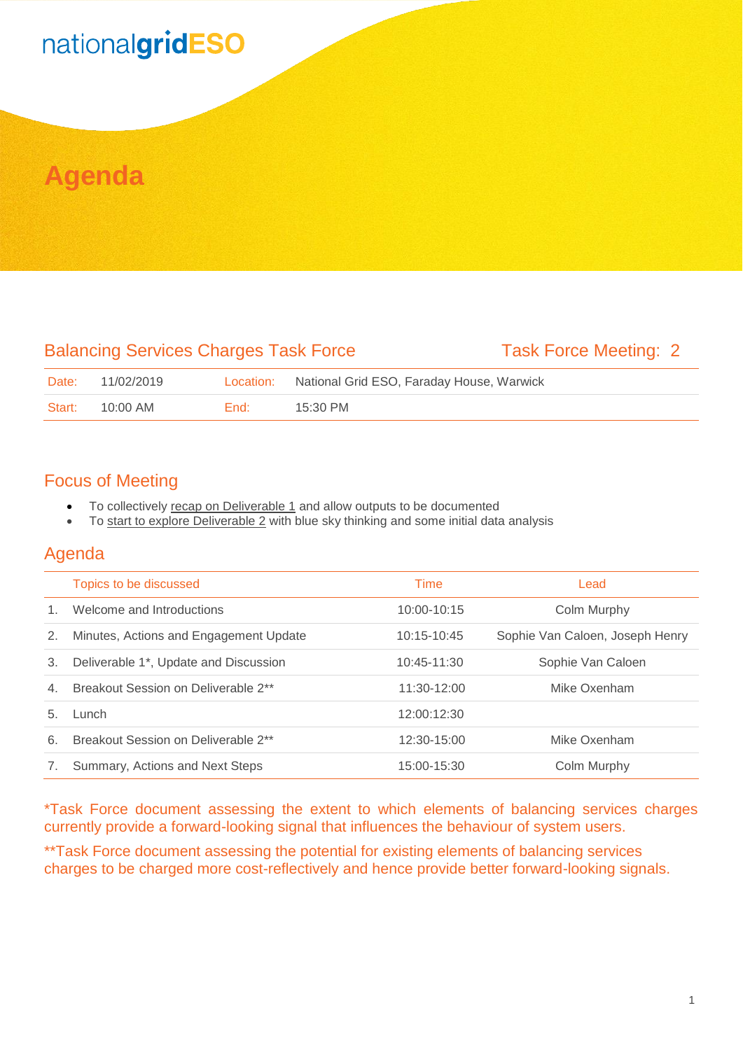nationalgridESO

# Agenda

## Balancing Services Charges Task Force

**Task Force Meeting: 2**

| Date: | 11/02/2019 | Location: | National Grid ESO, Faraday House, Warwick |
|---|---|---|---|
| Start: | 10:00 AM | End: | 15:30 PM |

## Focus of Meeting

- To collectively recap on Deliverable 1 and allow outputs to be documented
- To start to explore Deliverable 2 with blue sky thinking and some initial data analysis

## Agenda

| | Topics to be discussed | Time | Lead |
|---|---|---|---|
| 1. | Welcome and Introductions | 10:00-10:15 | Colm Murphy |
| 2. | Minutes, Actions and Engagement Update | 10:15-10:45 | Sophie Van Caloen, Joseph Henry |
| 3. | Deliverable 1*, Update and Discussion | 10:45-11:30 | Sophie Van Caloen |
| 4. | Breakout Session on Deliverable 2** | 11:30-12:00 | Mike Oxenham |
| 5. | Lunch | 12:00:12:30 | |
| 6. | Breakout Session on Deliverable 2** | 12:30-15:00 | Mike Oxenham |
| 7. | Summary, Actions and Next Steps | 15:00-15:30 | Colm Murphy |

*Task Force document assessing the extent to which elements of balancing services charges currently provide a forward-looking signal that influences the behaviour of system users.

**Task Force document assessing the potential for existing elements of balancing services charges to be charged more cost-reflectively and hence provide better forward-looking signals.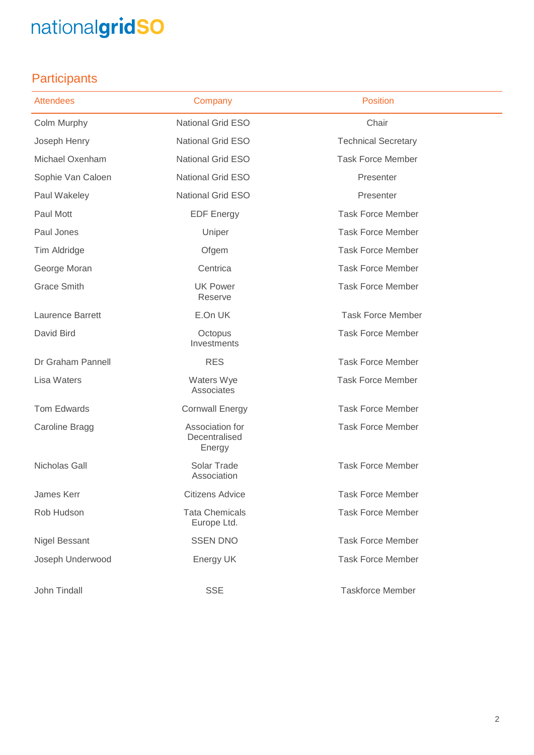## Participants

| Attendees | Company | Position |
|---|---|---|
| Colm Murphy | National Grid ESO | Chair |
| Joseph Henry | National Grid ESO | Technical Secretary |
| Michael Oxenham | National Grid ESO | Task Force Member |
| Sophie Van Caloen | National Grid ESO | Presenter |
| Paul Wakeley | National Grid ESO | Presenter |
| Paul Mott | EDF Energy | Task Force Member |
| Paul Jones | Uniper | Task Force Member |
| Tim Aldridge | Ofgem | Task Force Member |
| George Moran | Centrica | Task Force Member |
| Grace Smith | UK Power Reserve | Task Force Member |
| Laurence Barrett | E.On UK | Task Force Member |
| David Bird | Octopus Investments | Task Force Member |
| Dr Graham Pannell | RES | Task Force Member |
| Lisa Waters | Waters Wye Associates | Task Force Member |
| Tom Edwards | Cornwall Energy | Task Force Member |
| Caroline Bragg | Association for Decentralised Energy | Task Force Member |
| Nicholas Gall | Solar Trade Association | Task Force Member |
| James Kerr | Citizens Advice | Task Force Member |
| Rob Hudson | Tata Chemicals Europe Ltd. | Task Force Member |
| Nigel Bessant | SSEN DNO | Task Force Member |
| Joseph Underwood | Energy UK | Task Force Member |
| John Tindall | SSE | Taskforce Member |